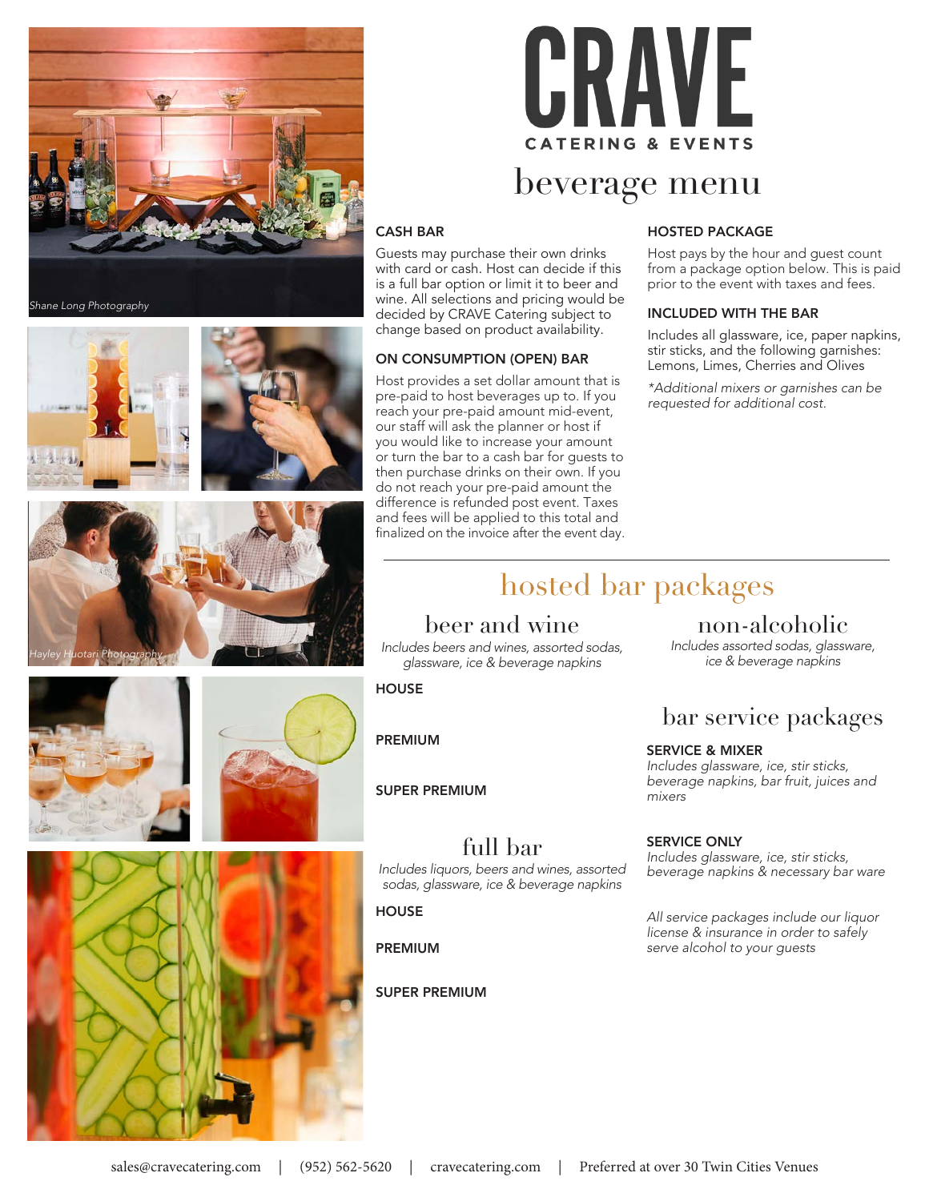# CRAVE

CATERING & EVENTS

## beverage menu

Shane Long Photography

Hayley Huotari Photography

### CASH BAR

Guests may purchase their own drinks with card or cash. Host can decide if this is a full bar option or limit it to beer and wine. All selections and pricing would be decided by CRAVE Catering subject to change based on product availability.

### ON CONSUMPTION (OPEN) BAR

Host provides a set dollar amount that is pre-paid to host beverages up to. If you reach your pre-paid amount mid-event, our staff will ask the planner or host if you would like to increase your amount or turn the bar to a cash bar for guests to then purchase drinks on their own. If you do not reach your pre-paid amount the difference is refunded post event. Taxes and fees will be applied to this total and finalized on the invoice after the event day.

### HOSTED PACKAGE

Host pays by the hour and guest count from a package option below. This is paid prior to the event with taxes and fees.

### INCLUDED WITH THE BAR

Includes all glassware, ice, paper napkins, stir sticks, and the following garnishes: Lemons, Limes, Cherries and Olives

*\*Additional mixers or garnishes can be requested for additional cost.*

---

## hosted bar packages

### beer and wine

*Includes beers and wines, assorted sodas, glassware, ice & beverage napkins*

**HOUSE**

**PREMIUM**

**SUPER PREMIUM**

### full bar

*Includes liquors, beers and wines, assorted sodas, glassware, ice & beverage napkins*

**HOUSE**

**PREMIUM**

**SUPER PREMIUM**

### non-alcoholic

*Includes assorted sodas, glassware, ice & beverage napkins*

## bar service packages

**SERVICE & MIXER**

*Includes glassware, ice, stir sticks, beverage napkins, bar fruit, juices and mixers*

**SERVICE ONLY**

*Includes glassware, ice, stir sticks, beverage napkins & necessary bar ware*

*All service packages include our liquor license & insurance in order to safely serve alcohol to your guests*

sales@cravecatering.com | (952) 562-5620 | cravecatering.com | Preferred at over 30 Twin Cities Venues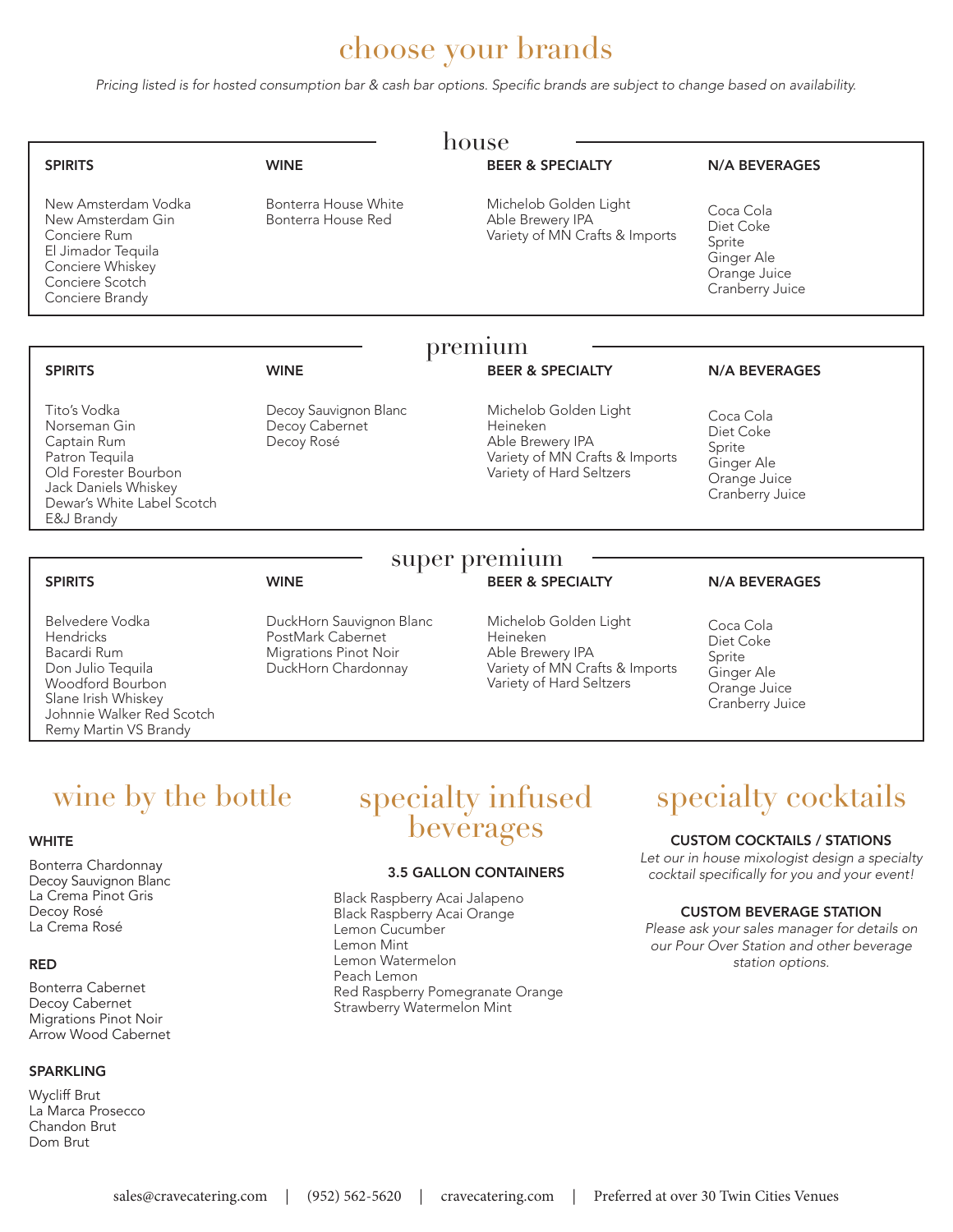# choose your brands

*Pricing listed is for hosted consumption bar & cash bar options. Specific brands are subject to change based on availability.*

## house

| SPIRITS | WINE | BEER & SPECIALTY | N/A BEVERAGES |
|---|---|---|---|
| New Amsterdam Vodka | Bonterra House White | Michelob Golden Light | Coca Cola |
| New Amsterdam Gin | Bonterra House Red | Able Brewery IPA | Diet Coke |
| Conciere Rum | | Variety of MN Crafts & Imports | Sprite |
| El Jimador Tequila | | | Ginger Ale |
| Conciere Whiskey | | | Orange Juice |
| Conciere Scotch | | | Cranberry Juice |
| Conciere Brandy | | | |

## premium

| SPIRITS | WINE | BEER & SPECIALTY | N/A BEVERAGES |
|---|---|---|---|
| Tito's Vodka | Decoy Sauvignon Blanc | Michelob Golden Light | Coca Cola |
| Norseman Gin | Decoy Cabernet | Heineken | Diet Coke |
| Captain Rum | Decoy Rosé | Able Brewery IPA | Sprite |
| Patron Tequila | | Variety of MN Crafts & Imports | Ginger Ale |
| Old Forester Bourbon | | Variety of Hard Seltzers | Orange Juice |
| Jack Daniels Whiskey | | | Cranberry Juice |
| Dewar's White Label Scotch | | | |
| E&J Brandy | | | |

## super premium

| SPIRITS | WINE | BEER & SPECIALTY | N/A BEVERAGES |
|---|---|---|---|
| Belvedere Vodka | DuckHorn Sauvignon Blanc | Michelob Golden Light | Coca Cola |
| Hendricks | PostMark Cabernet | Heineken | Diet Coke |
| Bacardi Rum | Migrations Pinot Noir | Able Brewery IPA | Sprite |
| Don Julio Tequila | DuckHorn Chardonnay | Variety of MN Crafts & Imports | Ginger Ale |
| Woodford Bourbon | | Variety of Hard Seltzers | Orange Juice |
| Slane Irish Whiskey | | | Cranberry Juice |
| Johnnie Walker Red Scotch | | | |
| Remy Martin VS Brandy | | | |

## wine by the bottle

**WHITE**

Bonterra Chardonnay
Decoy Sauvignon Blanc
La Crema Pinot Gris
Decoy Rosé
La Crema Rosé

**RED**

Bonterra Cabernet
Decoy Cabernet
Migrations Pinot Noir
Arrow Wood Cabernet

**SPARKLING**

Wycliff Brut
La Marca Prosecco
Chandon Brut
Dom Brut

## specialty infused beverages

**3.5 GALLON CONTAINERS**

Black Raspberry Acai Jalapeno
Black Raspberry Acai Orange
Lemon Cucumber
Lemon Mint
Lemon Watermelon
Peach Lemon
Red Raspberry Pomegranate Orange
Strawberry Watermelon Mint

## specialty cocktails

**CUSTOM COCKTAILS / STATIONS**

*Let our in house mixologist design a specialty cocktail specifically for you and your event!*

**CUSTOM BEVERAGE STATION**

*Please ask your sales manager for details on our Pour Over Station and other beverage station options.*

sales@cravecatering.com | (952) 562-5620 | cravecatering.com | Preferred at over 30 Twin Cities Venues